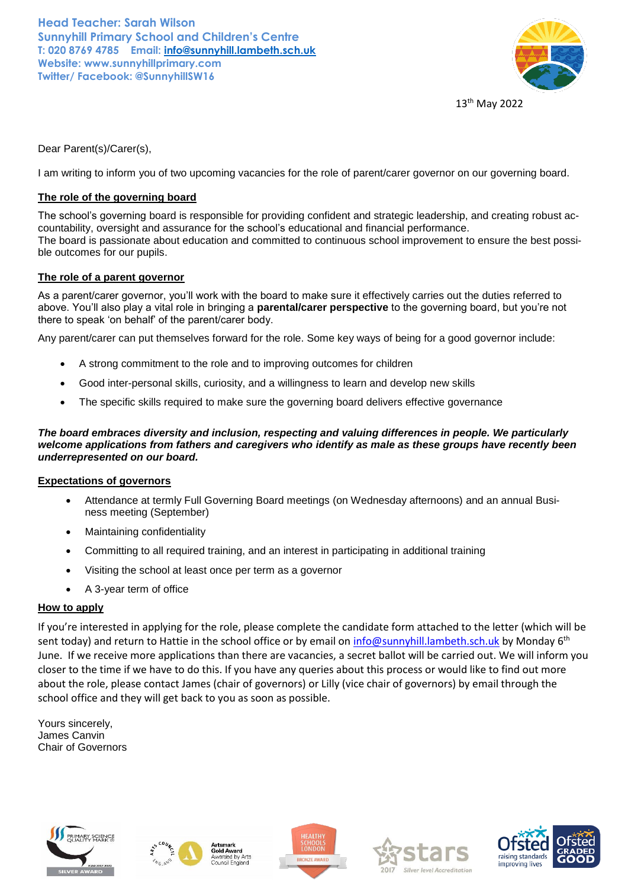**Head Teacher: Sarah Wilson**
**Sunnyhill Primary School and Children's Centre**
**T: 020 8769 4785 Email: info@sunnyhill.lambeth.sch.uk**
**Website: www.sunnyhillprimary.com**
**Twitter/ Facebook: @SunnyhillSW16**

13th May 2022

Dear Parent(s)/Carer(s),

I am writing to inform you of two upcoming vacancies for the role of parent/carer governor on our governing board.

**The role of the governing board**

The school's governing board is responsible for providing confident and strategic leadership, and creating robust accountability, oversight and assurance for the school's educational and financial performance.
The board is passionate about education and committed to continuous school improvement to ensure the best possible outcomes for our pupils.

**The role of a parent governor**

As a parent/carer governor, you'll work with the board to make sure it effectively carries out the duties referred to above. You'll also play a vital role in bringing a **parental/carer perspective** to the governing board, but you're not there to speak 'on behalf' of the parent/carer body.

Any parent/carer can put themselves forward for the role. Some key ways of being for a good governor include:

- A strong commitment to the role and to improving outcomes for children
- Good inter-personal skills, curiosity, and a willingness to learn and develop new skills
- The specific skills required to make sure the governing board delivers effective governance

***The board embraces diversity and inclusion, respecting and valuing differences in people. We particularly welcome applications from fathers and caregivers who identify as male as these groups have recently been underrepresented on our board.***

**Expectations of governors**

- Attendance at termly Full Governing Board meetings (on Wednesday afternoons) and an annual Business meeting (September)
- Maintaining confidentiality
- Committing to all required training, and an interest in participating in additional training
- Visiting the school at least once per term as a governor
- A 3-year term of office

**How to apply**

If you're interested in applying for the role, please complete the candidate form attached to the letter (which will be sent today) and return to Hattie in the school office or by email on info@sunnyhill.lambeth.sch.uk by Monday 6th June. If we receive more applications than there are vacancies, a secret ballot will be carried out. We will inform you closer to the time if we have to do this. If you have any queries about this process or would like to find out more about the role, please contact James (chair of governors) or Lilly (vice chair of governors) by email through the school office and they will get back to you as soon as possible.

Yours sincerely,
James Canvin
Chair of Governors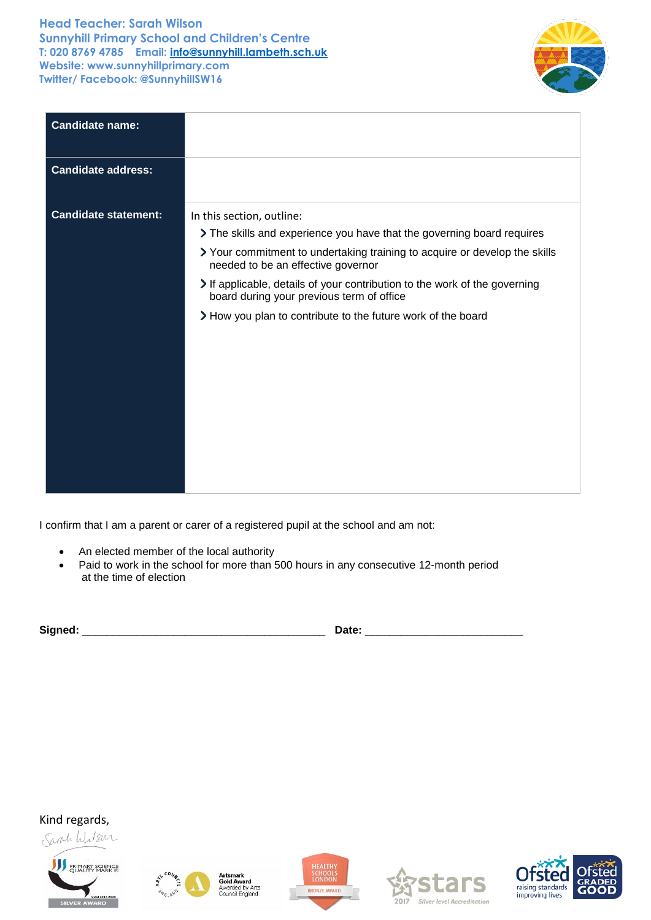Head Teacher: Sarah Wilson
Sunnyhill Primary School and Children's Centre
T: 020 8769 4785  Email: info@sunnyhill.lambeth.sch.uk
Website: www.sunnyhillprimary.com
Twitter/ Facebook: @SunnyhillSW16

| | |
|---|---|
| **Candidate name:** | |
| **Candidate address:** | |
| **Candidate statement:** | In this section, outline:<br>› The skills and experience you have that the governing board requires<br>› Your commitment to undertaking training to acquire or develop the skills needed to be an effective governor<br>› If applicable, details of your contribution to the work of the governing board during your previous term of office<br>› How you plan to contribute to the future work of the board |

I confirm that I am a parent or carer of a registered pupil at the school and am not:

- An elected member of the local authority
- Paid to work in the school for more than 500 hours in any consecutive 12-month period at the time of election

**Signed:** ________________________________________ **Date:** __________________________

Kind regards,

Sarah Wilson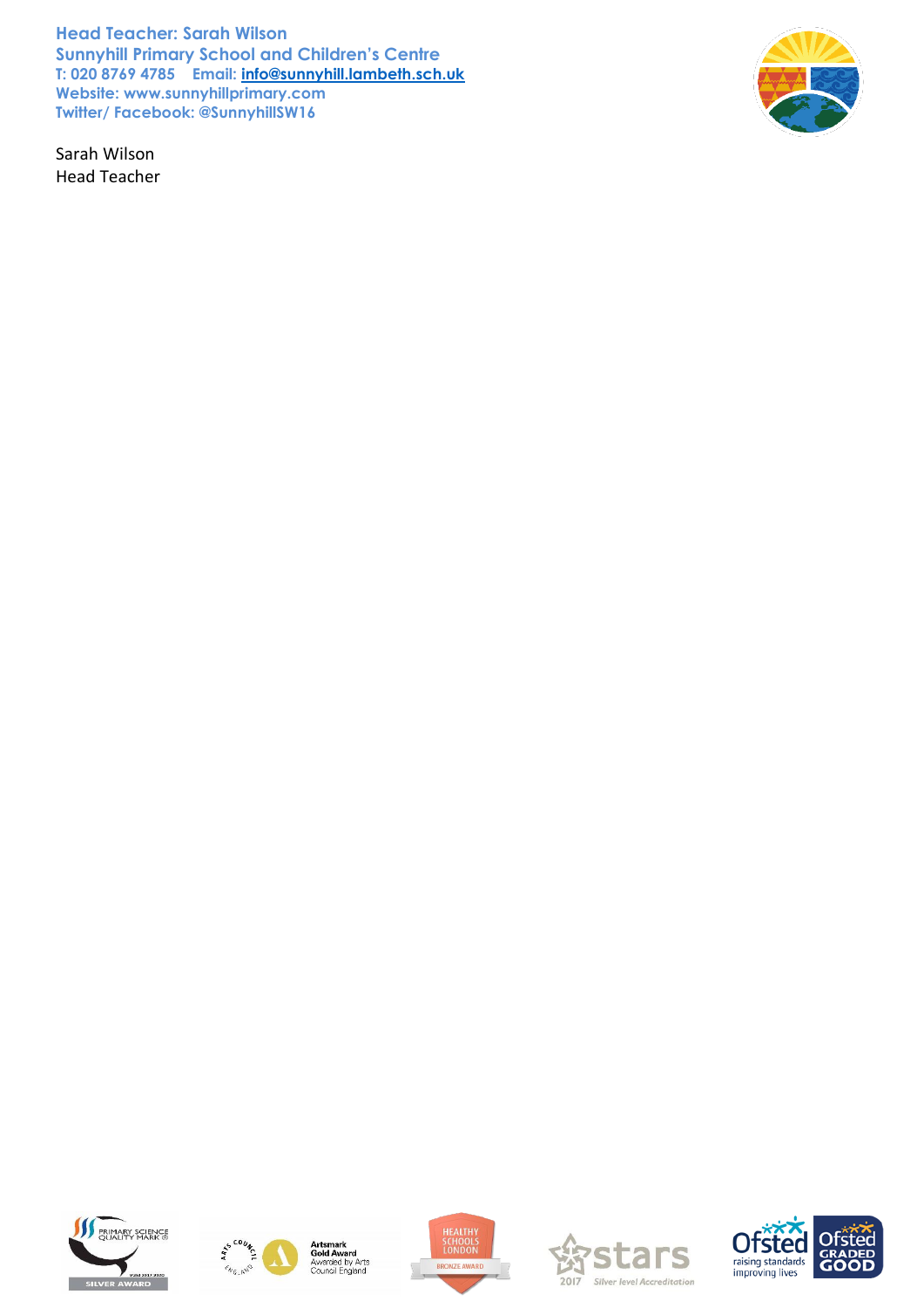**Head Teacher: Sarah Wilson**
**Sunnyhill Primary School and Children's Centre**
**T: 020 8769 4785 Email: info@sunnyhill.lambeth.sch.uk**
**Website: www.sunnyhillprimary.com**
**Twitter/ Facebook: @SunnyhillSW16**

Sarah Wilson
Head Teacher